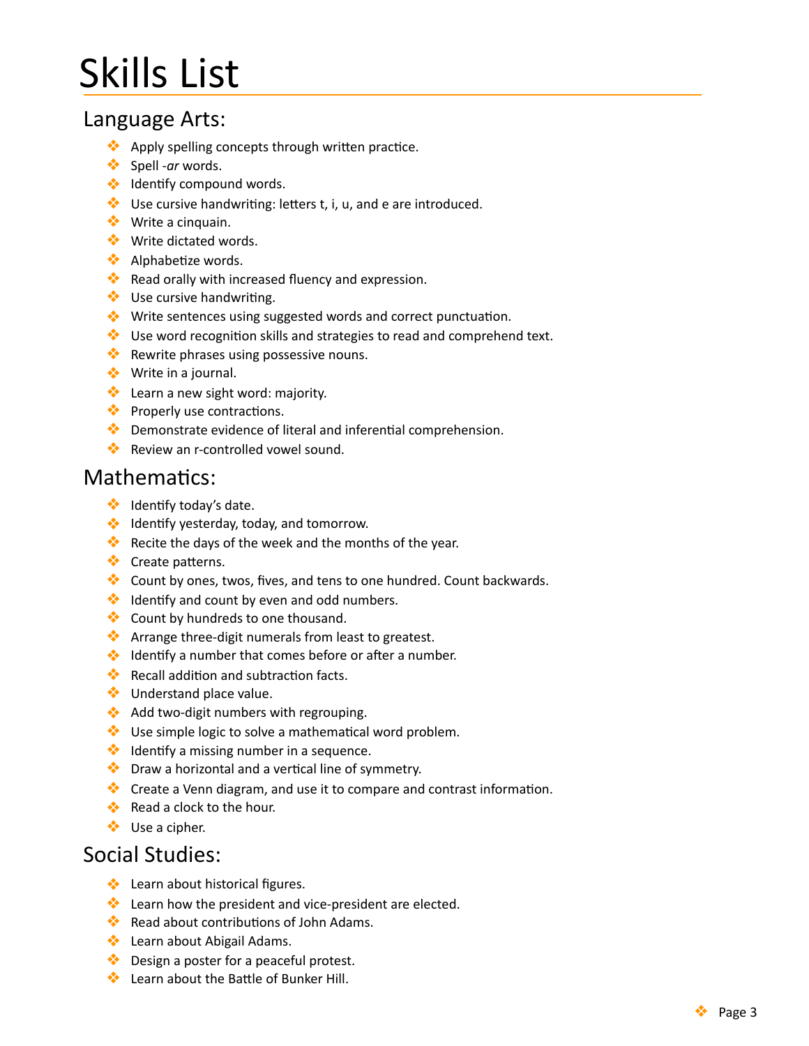# Skills List

## Language Arts:

- Apply spelling concepts through written practice.
- Spell -*ar* words.
- Identify compound words.
- Use cursive handwriting: letters t, i, u, and e are introduced.
- Write a cinquain.
- Write dictated words.
- Alphabetize words.
- Read orally with increased fluency and expression.
- Use cursive handwriting.
- Write sentences using suggested words and correct punctuation.
- Use word recognition skills and strategies to read and comprehend text.
- Rewrite phrases using possessive nouns.
- Write in a journal.
- Learn a new sight word: majority.
- Properly use contractions.
- Demonstrate evidence of literal and inferential comprehension.
- Review an r-controlled vowel sound.

## Mathematics:

- Identify today's date.
- Identify yesterday, today, and tomorrow.
- Recite the days of the week and the months of the year.
- Create patterns.
- Count by ones, twos, fives, and tens to one hundred. Count backwards.
- Identify and count by even and odd numbers.
- Count by hundreds to one thousand.
- Arrange three-digit numerals from least to greatest.
- Identify a number that comes before or after a number.
- Recall addition and subtraction facts.
- Understand place value.
- Add two-digit numbers with regrouping.
- Use simple logic to solve a mathematical word problem.
- Identify a missing number in a sequence.
- Draw a horizontal and a vertical line of symmetry.
- Create a Venn diagram, and use it to compare and contrast information.
- Read a clock to the hour.
- Use a cipher.

## Social Studies:

- Learn about historical figures.
- Learn how the president and vice-president are elected.
- Read about contributions of John Adams.
- Learn about Abigail Adams.
- Design a poster for a peaceful protest.
- Learn about the Battle of Bunker Hill.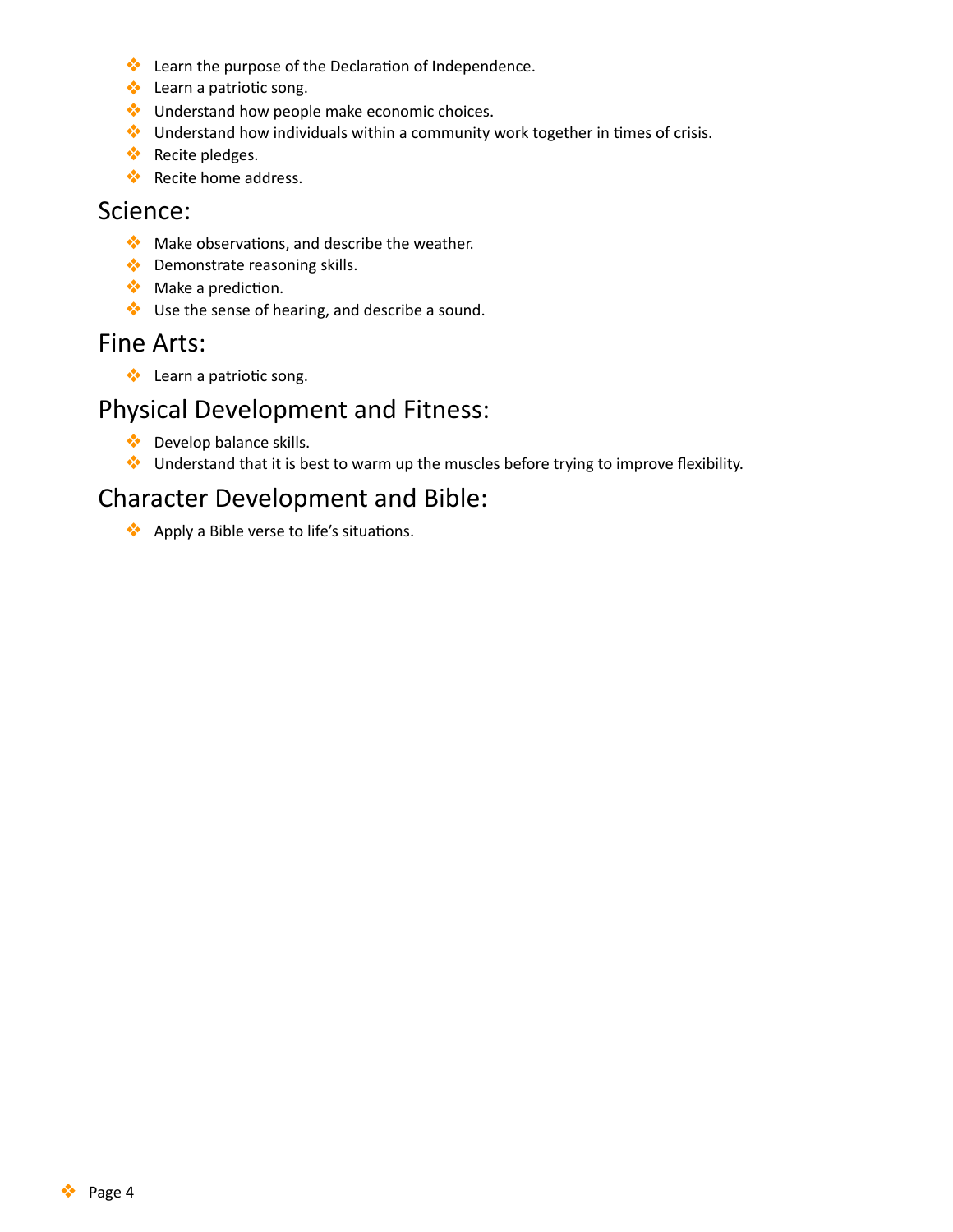- Learn the purpose of the Declaration of Independence.
- Learn a patriotic song.
- Understand how people make economic choices.
- Understand how individuals within a community work together in times of crisis.
- Recite pledges.
- Recite home address.

## Science:

- Make observations, and describe the weather.
- Demonstrate reasoning skills.
- Make a prediction.
- Use the sense of hearing, and describe a sound.

## Fine Arts:

- Learn a patriotic song.

## Physical Development and Fitness:

- Develop balance skills.
- Understand that it is best to warm up the muscles before trying to improve flexibility.

## Character Development and Bible:

- Apply a Bible verse to life's situations.